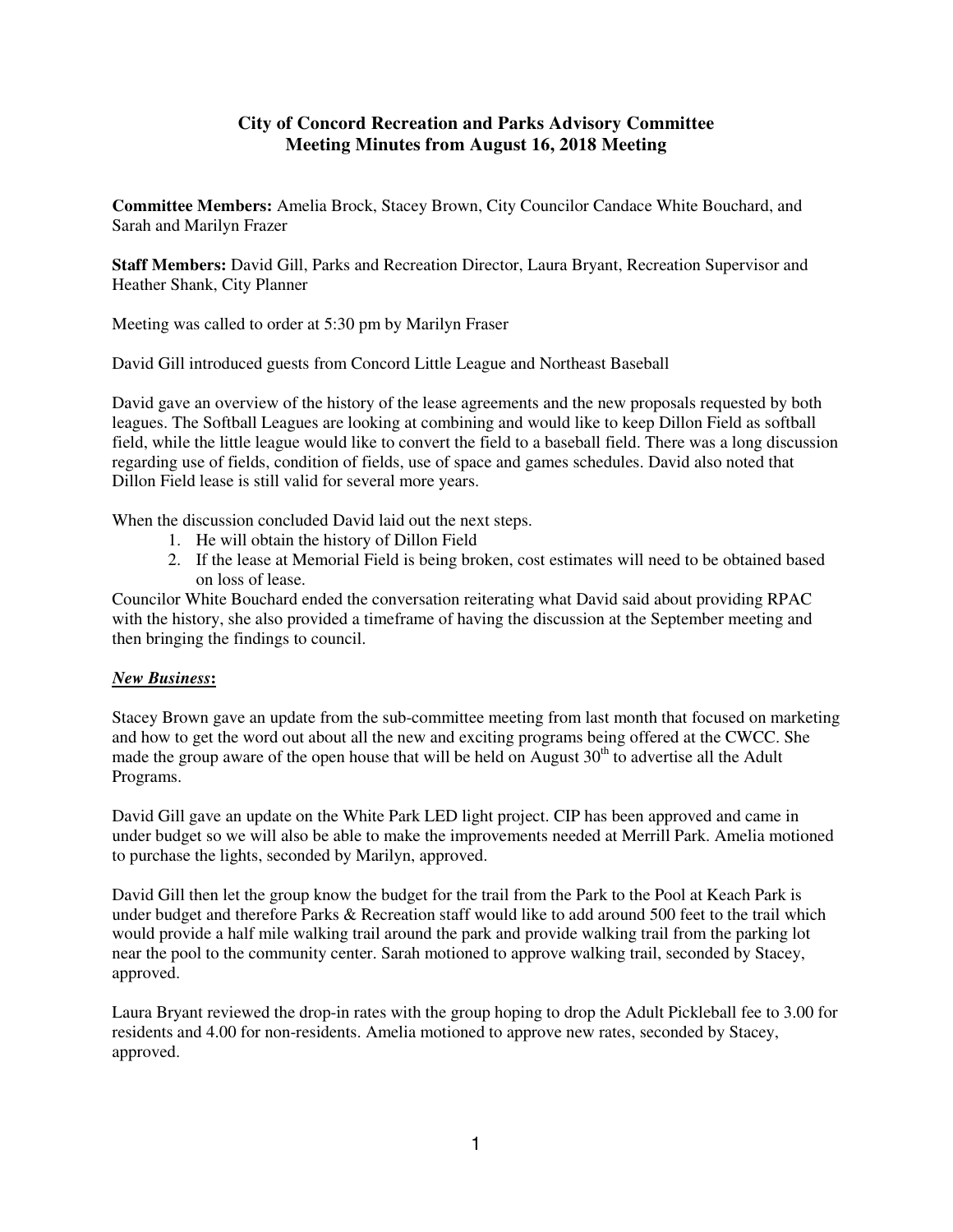# City of Concord Recreation and Parks Advisory Committee
## Meeting Minutes from August 16, 2018 Meeting

**Committee Members:** Amelia Brock, Stacey Brown, City Councilor Candace White Bouchard, and Sarah and Marilyn Frazer

**Staff Members:** David Gill, Parks and Recreation Director, Laura Bryant, Recreation Supervisor and Heather Shank, City Planner

Meeting was called to order at 5:30 pm by Marilyn Fraser

David Gill introduced guests from Concord Little League and Northeast Baseball

David gave an overview of the history of the lease agreements and the new proposals requested by both leagues. The Softball Leagues are looking at combining and would like to keep Dillon Field as softball field, while the little league would like to convert the field to a baseball field. There was a long discussion regarding use of fields, condition of fields, use of space and games schedules. David also noted that Dillon Field lease is still valid for several more years.

When the discussion concluded David laid out the next steps.

1. He will obtain the history of Dillon Field
2. If the lease at Memorial Field is being broken, cost estimates will need to be obtained based on loss of lease.

Councilor White Bouchard ended the conversation reiterating what David said about providing RPAC with the history, she also provided a timeframe of having the discussion at the September meeting and then bringing the findings to council.

***New Business*:**

Stacey Brown gave an update from the sub-committee meeting from last month that focused on marketing and how to get the word out about all the new and exciting programs being offered at the CWCC. She made the group aware of the open house that will be held on August 30th to advertise all the Adult Programs.

David Gill gave an update on the White Park LED light project. CIP has been approved and came in under budget so we will also be able to make the improvements needed at Merrill Park. Amelia motioned to purchase the lights, seconded by Marilyn, approved.

David Gill then let the group know the budget for the trail from the Park to the Pool at Keach Park is under budget and therefore Parks & Recreation staff would like to add around 500 feet to the trail which would provide a half mile walking trail around the park and provide walking trail from the parking lot near the pool to the community center. Sarah motioned to approve walking trail, seconded by Stacey, approved.

Laura Bryant reviewed the drop-in rates with the group hoping to drop the Adult Pickleball fee to 3.00 for residents and 4.00 for non-residents. Amelia motioned to approve new rates, seconded by Stacey, approved.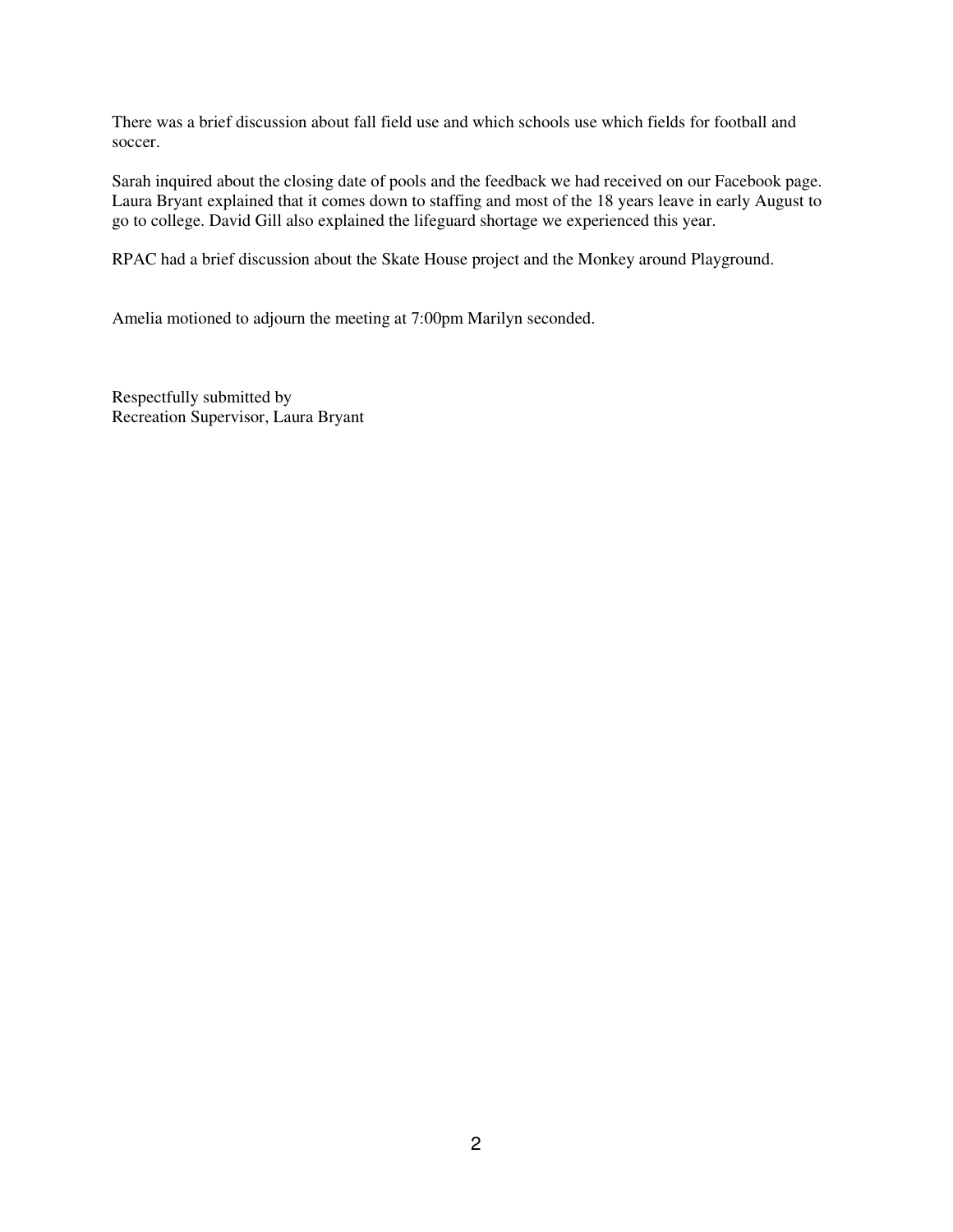There was a brief discussion about fall field use and which schools use which fields for football and soccer.

Sarah inquired about the closing date of pools and the feedback we had received on our Facebook page. Laura Bryant explained that it comes down to staffing and most of the 18 years leave in early August to go to college. David Gill also explained the lifeguard shortage we experienced this year.

RPAC had a brief discussion about the Skate House project and the Monkey around Playground.

Amelia motioned to adjourn the meeting at 7:00pm Marilyn seconded.

Respectfully submitted by
Recreation Supervisor, Laura Bryant